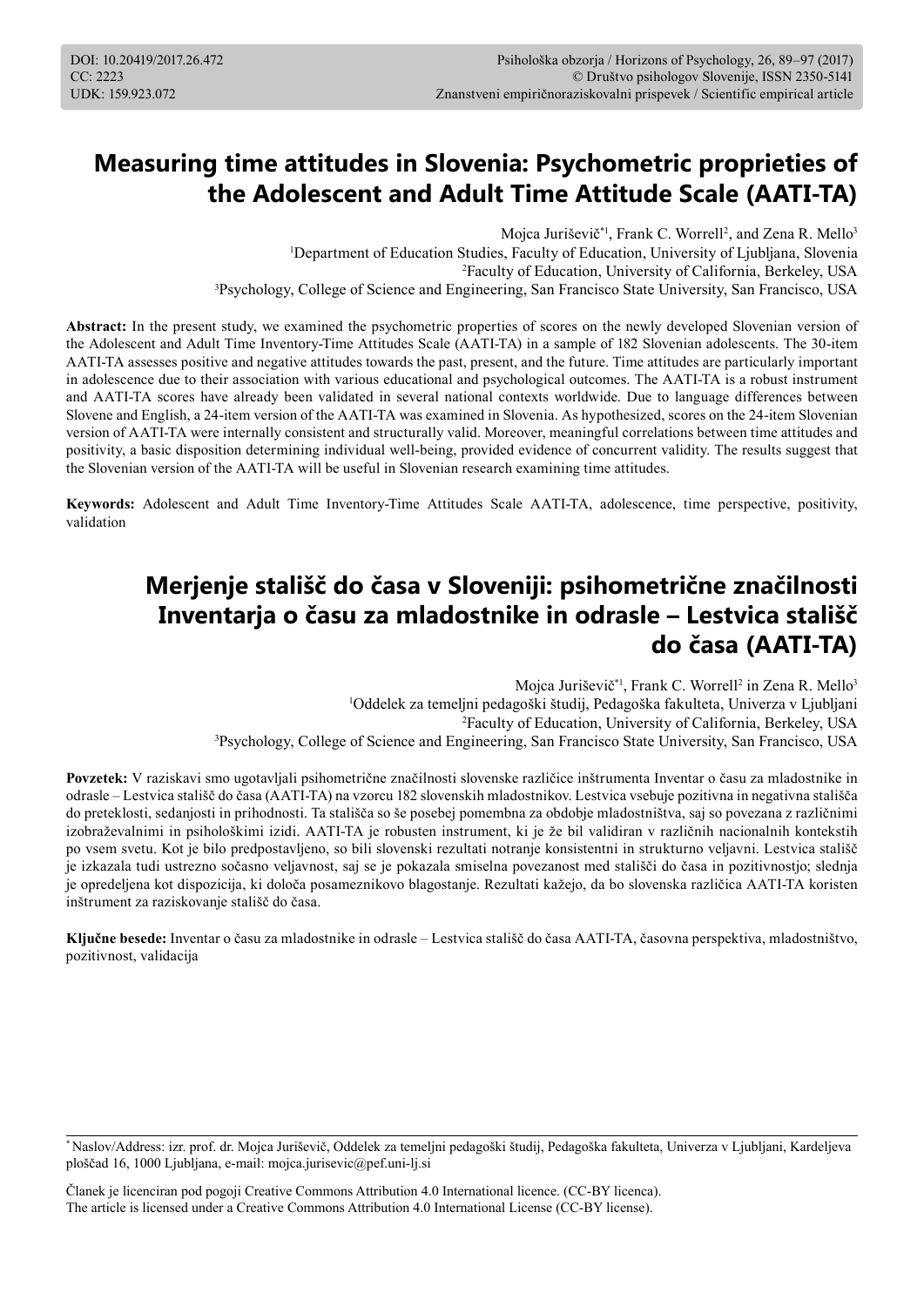DOI: 10.20419/2017.26.472
CC: 2223
UDK: 159.923.072

Psihološka obzorja / Horizons of Psychology, 26, 89–97 (2017)
© Društvo psihologov Slovenije, ISSN 2350-5141
Znanstveni empiričnoraziskovalni prispevek / Scientific empirical article

# Measuring time attitudes in Slovenia: Psychometric proprieties of the Adolescent and Adult Time Attitude Scale (AATI-TA)

Mojca Juriševič*[1], Frank C. Worrell[2], and Zena R. Mello[3]

[1]Department of Education Studies, Faculty of Education, University of Ljubljana, Slovenia
[2]Faculty of Education, University of California, Berkeley, USA
[3]Psychology, College of Science and Engineering, San Francisco State University, San Francisco, USA

**Abstract:** In the present study, we examined the psychometric properties of scores on the newly developed Slovenian version of the Adolescent and Adult Time Inventory-Time Attitudes Scale (AATI-TA) in a sample of 182 Slovenian adolescents. The 30-item AATI-TA assesses positive and negative attitudes towards the past, present, and the future. Time attitudes are particularly important in adolescence due to their association with various educational and psychological outcomes. The AATI-TA is a robust instrument and AATI-TA scores have already been validated in several national contexts worldwide. Due to language differences between Slovene and English, a 24-item version of the AATI-TA was examined in Slovenia. As hypothesized, scores on the 24-item Slovenian version of AATI-TA were internally consistent and structurally valid. Moreover, meaningful correlations between time attitudes and positivity, a basic disposition determining individual well-being, provided evidence of concurrent validity. The results suggest that the Slovenian version of the AATI-TA will be useful in Slovenian research examining time attitudes.

**Keywords:** Adolescent and Adult Time Inventory-Time Attitudes Scale AATI-TA, adolescence, time perspective, positivity, validation

# Merjenje stališč do časa v Sloveniji: psihometrične značilnosti Inventarja o času za mladostnike in odrasle – Lestvica stališč do časa (AATI-TA)

Mojca Juriševič*[1], Frank C. Worrell[2] in Zena R. Mello[3]

[1]Oddelek za temeljni pedagoški študij, Pedagoška fakulteta, Univerza v Ljubljani
[2]Faculty of Education, University of California, Berkeley, USA
[3]Psychology, College of Science and Engineering, San Francisco State University, San Francisco, USA

**Povzetek:** V raziskavi smo ugotavljali psihometrične značilnosti slovenske različice inštrumenta Inventar o času za mladostnike in odrasle – Lestvica stališč do časa (AATI-TA) na vzorcu 182 slovenskih mladostnikov. Lestvica vsebuje pozitivna in negativna stališča do preteklosti, sedanjosti in prihodnosti. Ta stališča so še posebej pomembna za obdobje mladostništva, saj so povezana z različnimi izobraževalnimi in psihološkimi izidi. AATI-TA je robusten instrument, ki je že bil validiran v različnih nacionalnih kontekstih po vsem svetu. Kot je bilo predpostavljeno, so bili slovenski rezultati notranje konsistentni in strukturno veljavni. Lestvica stališč je izkazala tudi ustrezno sočasno veljavnost, saj se je pokazala smiselna povezanost med stališči do časa in pozitivnostjo; slednja je opredeljena kot dispozicija, ki določa posameznikovo blagostanje. Rezultati kažejo, da bo slovenska različica AATI-TA koristen inštrument za raziskovanje stališč do časa.

**Ključne besede:** Inventar o času za mladostnike in odrasle – Lestvica stališč do časa AATI-TA, časovna perspektiva, mladostništvo, pozitivnost, validacija

---

*Naslov/Address: izr. prof. dr. Mojca Juriševič, Oddelek za temeljni pedagoški študij, Pedagoška fakulteta, Univerza v Ljubljani, Kardeljeva ploščad 16, 1000 Ljubljana, e-mail: mojca.jurisevic@pef.uni-lj.si

Članek je licenciran pod pogoji Creative Commons Attribution 4.0 International licence. (CC-BY licenca).
The article is licensed under a Creative Commons Attribution 4.0 International License (CC-BY license).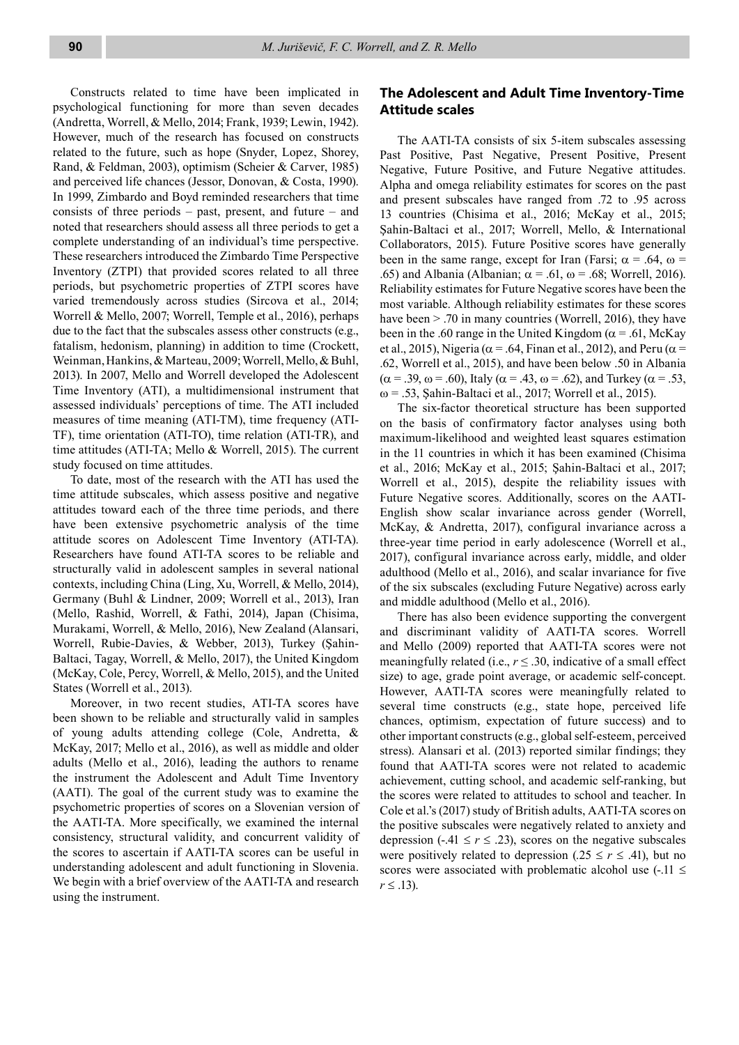Constructs related to time have been implicated in psychological functioning for more than seven decades (Andretta, Worrell, & Mello, 2014; Frank, 1939; Lewin, 1942). However, much of the research has focused on constructs related to the future, such as hope (Snyder, Lopez, Shorey, Rand, & Feldman, 2003), optimism (Scheier & Carver, 1985) and perceived life chances (Jessor, Donovan, & Costa, 1990). In 1999, Zimbardo and Boyd reminded researchers that time consists of three periods – past, present, and future – and noted that researchers should assess all three periods to get a complete understanding of an individual's time perspective. These researchers introduced the Zimbardo Time Perspective Inventory (ZTPI) that provided scores related to all three periods, but psychometric properties of ZTPI scores have varied tremendously across studies (Sircova et al., 2014; Worrell & Mello, 2007; Worrell, Temple et al., 2016), perhaps due to the fact that the subscales assess other constructs (e.g., fatalism, hedonism, planning) in addition to time (Crockett, Weinman, Hankins, & Marteau, 2009; Worrell, Mello, & Buhl, 2013). In 2007, Mello and Worrell developed the Adolescent Time Inventory (ATI), a multidimensional instrument that assessed individuals' perceptions of time. The ATI included measures of time meaning (ATI-TM), time frequency (ATI-TF), time orientation (ATI-TO), time relation (ATI-TR), and time attitudes (ATI-TA; Mello & Worrell, 2015). The current study focused on time attitudes.

To date, most of the research with the ATI has used the time attitude subscales, which assess positive and negative attitudes toward each of the three time periods, and there have been extensive psychometric analysis of the time attitude scores on Adolescent Time Inventory (ATI-TA). Researchers have found ATI-TA scores to be reliable and structurally valid in adolescent samples in several national contexts, including China (Ling, Xu, Worrell, & Mello, 2014), Germany (Buhl & Lindner, 2009; Worrell et al., 2013), Iran (Mello, Rashid, Worrell, & Fathi, 2014), Japan (Chisima, Murakami, Worrell, & Mello, 2016), New Zealand (Alansari, Worrell, Rubie-Davies, & Webber, 2013), Turkey (Şahin-Baltaci, Tagay, Worrell, & Mello, 2017), the United Kingdom (McKay, Cole, Percy, Worrell, & Mello, 2015), and the United States (Worrell et al., 2013).

Moreover, in two recent studies, ATI-TA scores have been shown to be reliable and structurally valid in samples of young adults attending college (Cole, Andretta, & McKay, 2017; Mello et al., 2016), as well as middle and older adults (Mello et al., 2016), leading the authors to rename the instrument the Adolescent and Adult Time Inventory (AATI). The goal of the current study was to examine the psychometric properties of scores on a Slovenian version of the AATI-TA. More specifically, we examined the internal consistency, structural validity, and concurrent validity of the scores to ascertain if AATI-TA scores can be useful in understanding adolescent and adult functioning in Slovenia. We begin with a brief overview of the AATI-TA and research using the instrument.

## The Adolescent and Adult Time Inventory-Time Attitude scales

The AATI-TA consists of six 5-item subscales assessing Past Positive, Past Negative, Present Positive, Present Negative, Future Positive, and Future Negative attitudes. Alpha and omega reliability estimates for scores on the past and present subscales have ranged from .72 to .95 across 13 countries (Chisima et al., 2016; McKay et al., 2015; Şahin-Baltaci et al., 2017; Worrell, Mello, & International Collaborators, 2015). Future Positive scores have generally been in the same range, except for Iran (Farsi; $\alpha = .64$, $\omega = .65$) and Albania (Albanian; $\alpha = .61$, $\omega = .68$; Worrell, 2016). Reliability estimates for Future Negative scores have been the most variable. Although reliability estimates for these scores have been > .70 in many countries (Worrell, 2016), they have been in the .60 range in the United Kingdom ($\alpha = .61$, McKay et al., 2015), Nigeria ($\alpha = .64$, Finan et al., 2012), and Peru ($\alpha = .62$, Worrell et al., 2015), and have been below .50 in Albania ($\alpha = .39$, $\omega = .60$), Italy ($\alpha = .43$, $\omega = .62$), and Turkey ($\alpha = .53$, $\omega = .53$, Şahin-Baltaci et al., 2017; Worrell et al., 2015).

The six-factor theoretical structure has been supported on the basis of confirmatory factor analyses using both maximum-likelihood and weighted least squares estimation in the 11 countries in which it has been examined (Chisima et al., 2016; McKay et al., 2015; Şahin-Baltaci et al., 2017; Worrell et al., 2015), despite the reliability issues with Future Negative scores. Additionally, scores on the AATI-English show scalar invariance across gender (Worrell, McKay, & Andretta, 2017), configural invariance across a three-year time period in early adolescence (Worrell et al., 2017), configural invariance across early, middle, and older adulthood (Mello et al., 2016), and scalar invariance for five of the six subscales (excluding Future Negative) across early and middle adulthood (Mello et al., 2016).

There has also been evidence supporting the convergent and discriminant validity of AATI-TA scores. Worrell and Mello (2009) reported that AATI-TA scores were not meaningfully related (i.e., $r \le .30$, indicative of a small effect size) to age, grade point average, or academic self-concept. However, AATI-TA scores were meaningfully related to several time constructs (e.g., state hope, perceived life chances, optimism, expectation of future success) and to other important constructs (e.g., global self-esteem, perceived stress). Alansari et al. (2013) reported similar findings; they found that AATI-TA scores were not related to academic achievement, cutting school, and academic self-ranking, but the scores were related to attitudes to school and teacher. In Cole et al.'s (2017) study of British adults, AATI-TA scores on the positive subscales were negatively related to anxiety and depression ($-.41 \le r \le .23$), scores on the negative subscales were positively related to depression ($.25 \le r \le .41$), but no scores were associated with problematic alcohol use ($-.11 \le r \le .13$).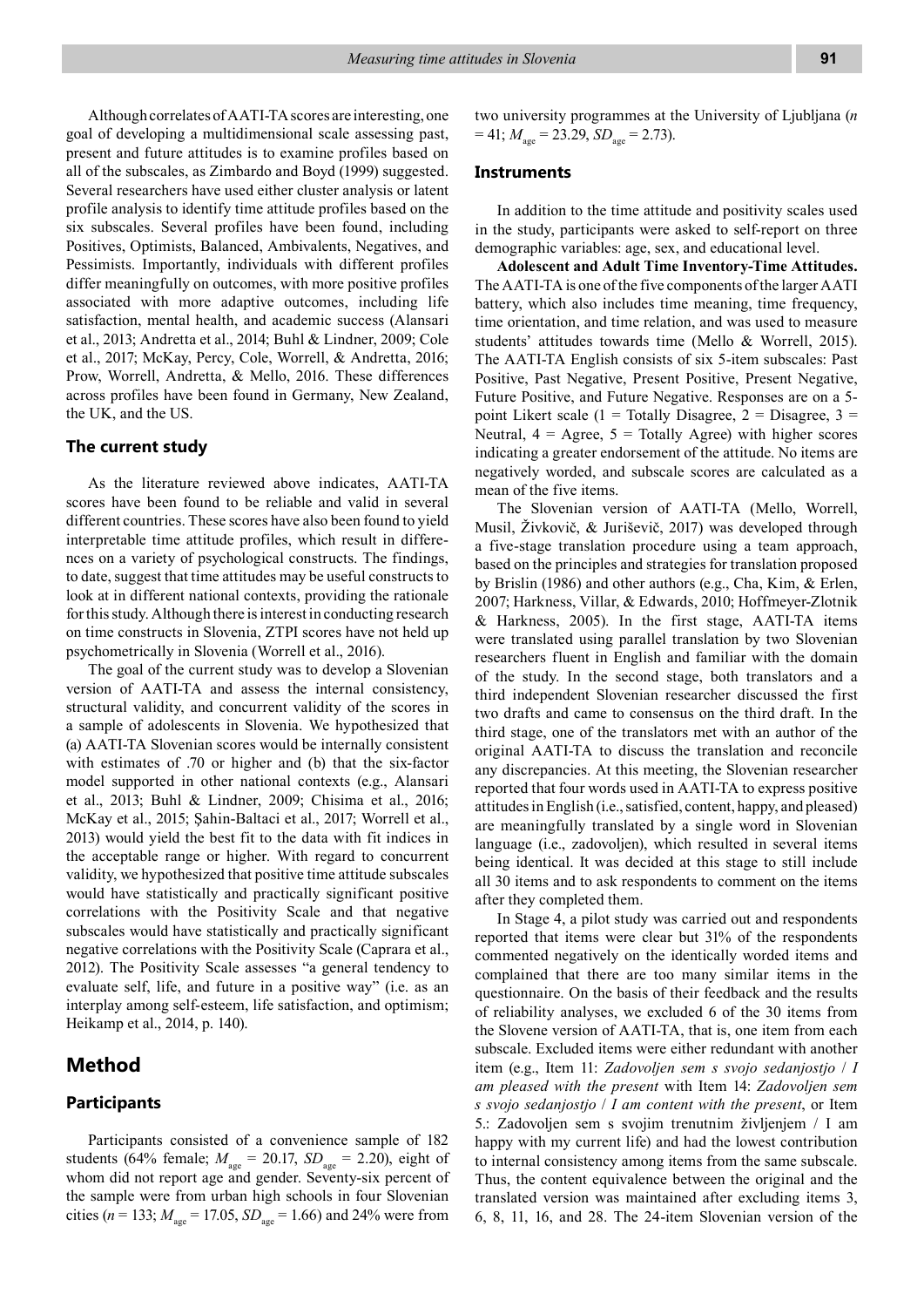Although correlates of AATI-TA scores are interesting, one goal of developing a multidimensional scale assessing past, present and future attitudes is to examine profiles based on all of the subscales, as Zimbardo and Boyd (1999) suggested. Several researchers have used either cluster analysis or latent profile analysis to identify time attitude profiles based on the six subscales. Several profiles have been found, including Positives, Optimists, Balanced, Ambivalents, Negatives, and Pessimists. Importantly, individuals with different profiles differ meaningfully on outcomes, with more positive profiles associated with more adaptive outcomes, including life satisfaction, mental health, and academic success (Alansari et al., 2013; Andretta et al., 2014; Buhl & Lindner, 2009; Cole et al., 2017; McKay, Percy, Cole, Worrell, & Andretta, 2016; Prow, Worrell, Andretta, & Mello, 2016. These differences across profiles have been found in Germany, New Zealand, the UK, and the US.

### The current study

As the literature reviewed above indicates, AATI-TA scores have been found to be reliable and valid in several different countries. These scores have also been found to yield interpretable time attitude profiles, which result in differences on a variety of psychological constructs. The findings, to date, suggest that time attitudes may be useful constructs to look at in different national contexts, providing the rationale for this study. Although there is interest in conducting research on time constructs in Slovenia, ZTPI scores have not held up psychometrically in Slovenia (Worrell et al., 2016).

The goal of the current study was to develop a Slovenian version of AATI-TA and assess the internal consistency, structural validity, and concurrent validity of the scores in a sample of adolescents in Slovenia. We hypothesized that (a) AATI-TA Slovenian scores would be internally consistent with estimates of .70 or higher and (b) that the six-factor model supported in other national contexts (e.g., Alansari et al., 2013; Buhl & Lindner, 2009; Chisima et al., 2016; McKay et al., 2015; Şahin-Baltaci et al., 2017; Worrell et al., 2013) would yield the best fit to the data with fit indices in the acceptable range or higher. With regard to concurrent validity, we hypothesized that positive time attitude subscales would have statistically and practically significant positive correlations with the Positivity Scale and that negative subscales would have statistically and practically significant negative correlations with the Positivity Scale (Caprara et al., 2012). The Positivity Scale assesses "a general tendency to evaluate self, life, and future in a positive way" (i.e. as an interplay among self-esteem, life satisfaction, and optimism; Heikamp et al., 2014, p. 140).

## Method

### Participants

Participants consisted of a convenience sample of 182 students (64% female; $M_{age}$ = 20.17, $SD_{age}$ = 2.20), eight of whom did not report age and gender. Seventy-six percent of the sample were from urban high schools in four Slovenian cities ($n$ = 133; $M_{age}$ = 17.05, $SD_{age}$ = 1.66) and 24% were from two university programmes at the University of Ljubljana ($n$ = 41; $M_{age}$ = 23.29, $SD_{age}$ = 2.73).

### Instruments

In addition to the time attitude and positivity scales used in the study, participants were asked to self-report on three demographic variables: age, sex, and educational level.

**Adolescent and Adult Time Inventory-Time Attitudes.** The AATI-TA is one of the five components of the larger AATI battery, which also includes time meaning, time frequency, time orientation, and time relation, and was used to measure students' attitudes towards time (Mello & Worrell, 2015). The AATI-TA English consists of six 5-item subscales: Past Positive, Past Negative, Present Positive, Present Negative, Future Positive, and Future Negative. Responses are on a 5-point Likert scale (1 = Totally Disagree, 2 = Disagree, 3 = Neutral, 4 = Agree, 5 = Totally Agree) with higher scores indicating a greater endorsement of the attitude. No items are negatively worded, and subscale scores are calculated as a mean of the five items.

The Slovenian version of AATI-TA (Mello, Worrell, Musil, Živkovič, & Juriševič, 2017) was developed through a five-stage translation procedure using a team approach, based on the principles and strategies for translation proposed by Brislin (1986) and other authors (e.g., Cha, Kim, & Erlen, 2007; Harkness, Villar, & Edwards, 2010; Hoffmeyer-Zlotnik & Harkness, 2005). In the first stage, AATI-TA items were translated using parallel translation by two Slovenian researchers fluent in English and familiar with the domain of the study. In the second stage, both translators and a third independent Slovenian researcher discussed the first two drafts and came to consensus on the third draft. In the third stage, one of the translators met with an author of the original AATI-TA to discuss the translation and reconcile any discrepancies. At this meeting, the Slovenian researcher reported that four words used in AATI-TA to express positive attitudes in English (i.e., satisfied, content, happy, and pleased) are meaningfully translated by a single word in Slovenian language (i.e., zadovoljen), which resulted in several items being identical. It was decided at this stage to still include all 30 items and to ask respondents to comment on the items after they completed them.

In Stage 4, a pilot study was carried out and respondents reported that items were clear but 31% of the respondents commented negatively on the identically worded items and complained that there are too many similar items in the questionnaire. On the basis of their feedback and the results of reliability analyses, we excluded 6 of the 30 items from the Slovene version of AATI-TA, that is, one item from each subscale. Excluded items were either redundant with another item (e.g., Item 11: *Zadovoljen sem s svojo sedanjostjo* / *I am pleased with the present* with Item 14: *Zadovoljen sem s svojo sedanjostjo* / *I am content with the present*, or Item 5.: Zadovoljen sem s svojim trenutnim življenjem / I am happy with my current life) and had the lowest contribution to internal consistency among items from the same subscale. Thus, the content equivalence between the original and the translated version was maintained after excluding items 3, 6, 8, 11, 16, and 28. The 24-item Slovenian version of the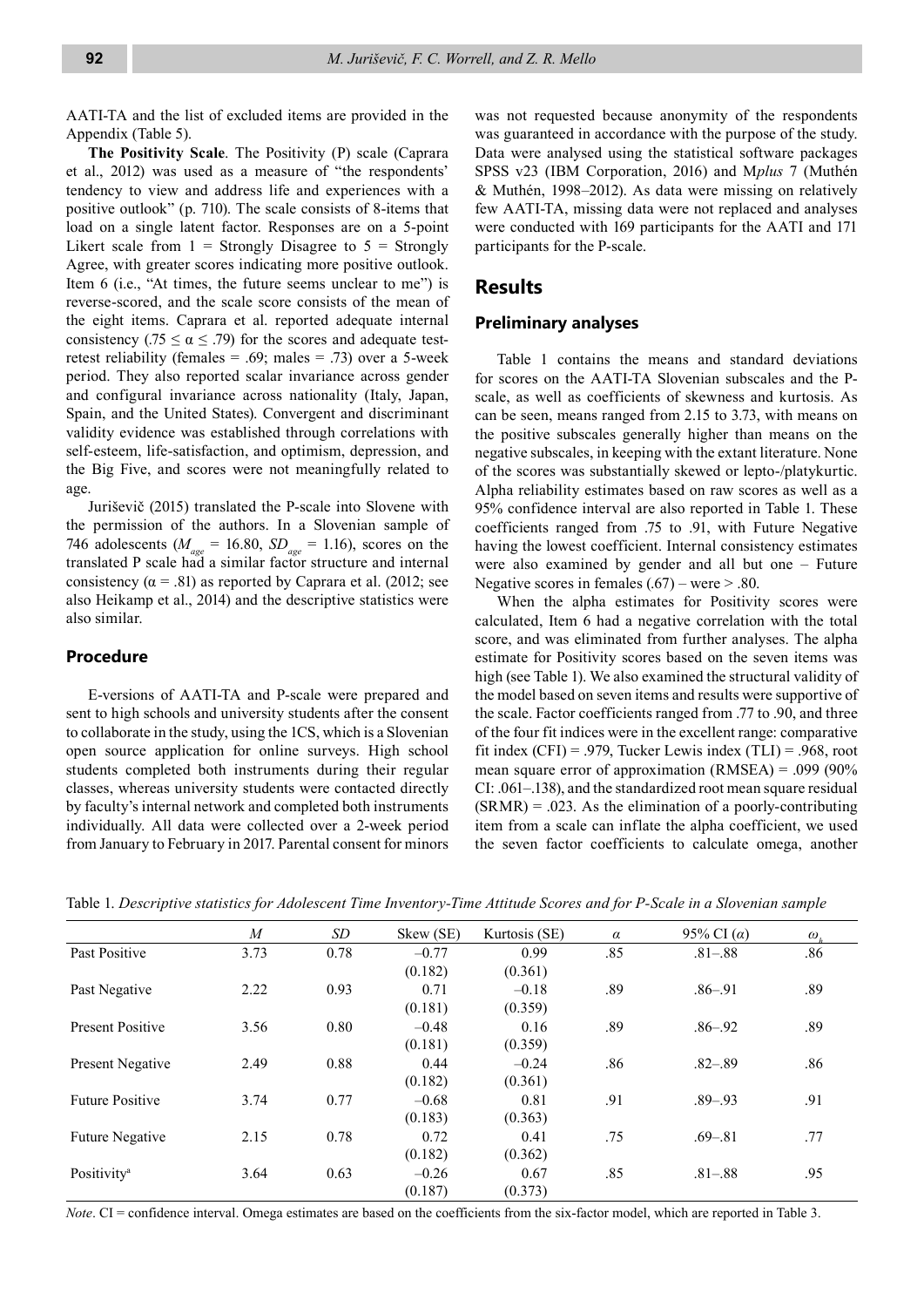AATI-TA and the list of excluded items are provided in the Appendix (Table 5).

**The Positivity Scale**. The Positivity (P) scale (Caprara et al., 2012) was used as a measure of "the respondents' tendency to view and address life and experiences with a positive outlook" (p. 710). The scale consists of 8-items that load on a single latent factor. Responses are on a 5-point Likert scale from 1 = Strongly Disagree to 5 = Strongly Agree, with greater scores indicating more positive outlook. Item 6 (i.e., "At times, the future seems unclear to me") is reverse-scored, and the scale score consists of the mean of the eight items. Caprara et al. reported adequate internal consistency (.75 ≤ α ≤ .79) for the scores and adequate test-retest reliability (females = .69; males = .73) over a 5-week period. They also reported scalar invariance across gender and configural invariance across nationality (Italy, Japan, Spain, and the United States). Convergent and discriminant validity evidence was established through correlations with self-esteem, life-satisfaction, and optimism, depression, and the Big Five, and scores were not meaningfully related to age.

Juriševič (2015) translated the P-scale into Slovene with the permission of the authors. In a Slovenian sample of 746 adolescents ($M_{age}$ = 16.80, $SD_{age}$ = 1.16), scores on the translated P scale had a similar factor structure and internal consistency (α = .81) as reported by Caprara et al. (2012; see also Heikamp et al., 2014) and the descriptive statistics were also similar.

## Procedure

E-versions of AATI-TA and P-scale were prepared and sent to high schools and university students after the consent to collaborate in the study, using the 1CS, which is a Slovenian open source application for online surveys. High school students completed both instruments during their regular classes, whereas university students were contacted directly by faculty's internal network and completed both instruments individually. All data were collected over a 2-week period from January to February in 2017. Parental consent for minors was not requested because anonymity of the respondents was guaranteed in accordance with the purpose of the study. Data were analysed using the statistical software packages SPSS v23 (IBM Corporation, 2016) and M*plus* 7 (Muthén & Muthén, 1998–2012). As data were missing on relatively few AATI-TA, missing data were not replaced and analyses were conducted with 169 participants for the AATI and 171 participants for the P-scale.

# Results

## Preliminary analyses

Table 1 contains the means and standard deviations for scores on the AATI-TA Slovenian subscales and the P-scale, as well as coefficients of skewness and kurtosis. As can be seen, means ranged from 2.15 to 3.73, with means on the positive subscales generally higher than means on the negative subscales, in keeping with the extant literature. None of the scores was substantially skewed or lepto-/platykurtic. Alpha reliability estimates based on raw scores as well as a 95% confidence interval are also reported in Table 1. These coefficients ranged from .75 to .91, with Future Negative having the lowest coefficient. Internal consistency estimates were also examined by gender and all but one – Future Negative scores in females (.67) – were > .80.

When the alpha estimates for Positivity scores were calculated, Item 6 had a negative correlation with the total score, and was eliminated from further analyses. The alpha estimate for Positivity scores based on the seven items was high (see Table 1). We also examined the structural validity of the model based on seven items and results were supportive of the scale. Factor coefficients ranged from .77 to .90, and three of the four fit indices were in the excellent range: comparative fit index (CFI) = .979, Tucker Lewis index (TLI) = .968, root mean square error of approximation (RMSEA) = .099 (90% CI: .061–.138), and the standardized root mean square residual (SRMR) = .023. As the elimination of a poorly-contributing item from a scale can inflate the alpha coefficient, we used the seven factor coefficients to calculate omega, another

Table 1. *Descriptive statistics for Adolescent Time Inventory-Time Attitude Scores and for P-Scale in a Slovenian sample*

| | *M* | *SD* | Skew (SE) | Kurtosis (SE) | *α* | 95% CI (*α*) | $\omega_h$ |
|---|---|---|---|---|---|---|---|
| Past Positive | 3.73 | 0.78 | −0.77 (0.182) | 0.99 (0.361) | .85 | .81–.88 | .86 |
| Past Negative | 2.22 | 0.93 | 0.71 (0.181) | −0.18 (0.359) | .89 | .86–.91 | .89 |
| Present Positive | 3.56 | 0.80 | −0.48 (0.181) | 0.16 (0.359) | .89 | .86–.92 | .89 |
| Present Negative | 2.49 | 0.88 | 0.44 (0.182) | −0.24 (0.361) | .86 | .82–.89 | .86 |
| Future Positive | 3.74 | 0.77 | −0.68 (0.183) | 0.81 (0.363) | .91 | .89–.93 | .91 |
| Future Negative | 2.15 | 0.78 | 0.72 (0.182) | 0.41 (0.362) | .75 | .69–.81 | .77 |
| Positivity[a] | 3.64 | 0.63 | −0.26 (0.187) | 0.67 (0.373) | .85 | .81–.88 | .95 |

*Note*. CI = confidence interval. Omega estimates are based on the coefficients from the six-factor model, which are reported in Table 3.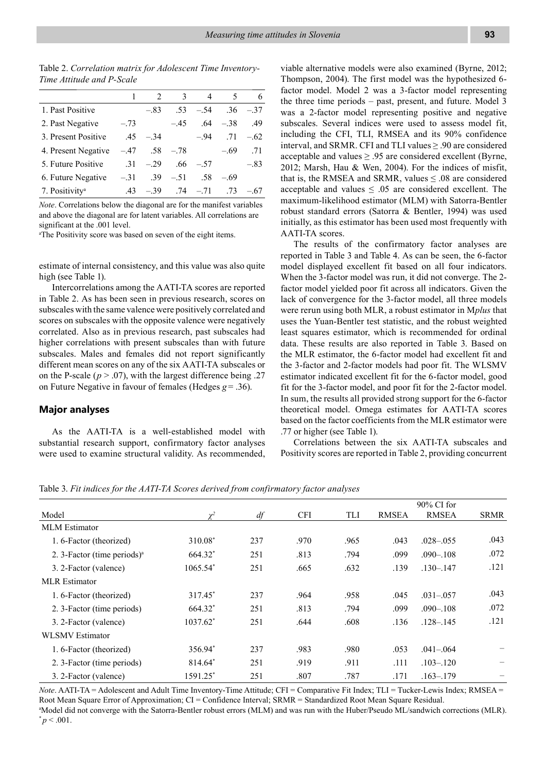Table 2. *Correlation matrix for Adolescent Time Inventory-Time Attitude and P-Scale*

| | 1 | 2 | 3 | 4 | 5 | 6 |
|---|---|---|---|---|---|---|
| 1. Past Positive | | –.83 | .53 | –.54 | .36 | –.37 |
| 2. Past Negative | –.73 | | –.45 | .64 | –.38 | .49 |
| 3. Present Positive | .45 | –.34 | | –.94 | .71 | –.62 |
| 4. Present Negative | –.47 | .58 | –.78 | | –.69 | .71 |
| 5. Future Positive | .31 | –.29 | .66 | –.57 | | –.83 |
| 6. Future Negative | –.31 | .39 | –.51 | .58 | –.69 | |
| 7. Positivity[a] | .43 | –.39 | .74 | –.71 | .73 | –.67 |

*Note*. Correlations below the diagonal are for the manifest variables and above the diagonal are for latent variables. All correlations are significant at the .001 level.

[a]The Positivity score was based on seven of the eight items.

estimate of internal consistency, and this value was also quite high (see Table 1).

Intercorrelations among the AATI-TA scores are reported in Table 2. As has been seen in previous research, scores on subscales with the same valence were positively correlated and scores on subscales with the opposite valence were negatively correlated. Also as in previous research, past subscales had higher correlations with present subscales than with future subscales. Males and females did not report significantly different mean scores on any of the six AATI-TA subscales or on the P-scale ($p > .07$), with the largest difference being .27 on Future Negative in favour of females (Hedges $g = .36$).

## Major analyses

As the AATI-TA is a well-established model with substantial research support, confirmatory factor analyses were used to examine structural validity. As recommended, viable alternative models were also examined (Byrne, 2012; Thompson, 2004). The first model was the hypothesized 6-factor model. Model 2 was a 3-factor model representing the three time periods – past, present, and future. Model 3 was a 2-factor model representing positive and negative subscales. Several indices were used to assess model fit, including the CFI, TLI, RMSEA and its 90% confidence interval, and SRMR. CFI and TLI values ≥ .90 are considered acceptable and values ≥ .95 are considered excellent (Byrne, 2012; Marsh, Hau & Wen, 2004). For the indices of misfit, that is, the RMSEA and SRMR, values ≤ .08 are considered acceptable and values ≤ .05 are considered excellent. The maximum-likelihood estimator (MLM) with Satorra-Bentler robust standard errors (Satorra & Bentler, 1994) was used initially, as this estimator has been used most frequently with AATI-TA scores.

The results of the confirmatory factor analyses are reported in Table 3 and Table 4. As can be seen, the 6-factor model displayed excellent fit based on all four indicators. When the 3-factor model was run, it did not converge. The 2-factor model yielded poor fit across all indicators. Given the lack of convergence for the 3-factor model, all three models were rerun using both MLR, a robust estimator in M*plus* that uses the Yuan-Bentler test statistic, and the robust weighted least squares estimator, which is recommended for ordinal data. These results are also reported in Table 3. Based on the MLR estimator, the 6-factor model had excellent fit and the 3-factor and 2-factor models had poor fit. The WLSMV estimator indicated excellent fit for the 6-factor model, good fit for the 3-factor model, and poor fit for the 2-factor model. In sum, the results all provided strong support for the 6-factor theoretical model. Omega estimates for AATI-TA scores based on the factor coefficients from the MLR estimator were .77 or higher (see Table 1).

Correlations between the six AATI-TA subscales and Positivity scores are reported in Table 2, providing concurrent

Table 3. *Fit indices for the AATI-TA Scores derived from confirmatory factor analyses*

| Model | $\chi^2$ | *df* | CFI | TLI | RMSEA | 90% CI for RMSEA | SRMR |
|---|---|---|---|---|---|---|---|
| MLM Estimator | | | | | | | |
| 1. 6-Factor (theorized) | 310.08* | 237 | .970 | .965 | .043 | .028–.055 | .043 |
| 2. 3-Factor (time periods)[a] | 664.32* | 251 | .813 | .794 | .099 | .090–.108 | .072 |
| 3. 2-Factor (valence) | 1065.54* | 251 | .665 | .632 | .139 | .130–.147 | .121 |
| MLR Estimator | | | | | | | |
| 1. 6-Factor (theorized) | 317.45* | 237 | .964 | .958 | .045 | .031–.057 | .043 |
| 2. 3-Factor (time periods) | 664.32* | 251 | .813 | .794 | .099 | .090–.108 | .072 |
| 3. 2-Factor (valence) | 1037.62* | 251 | .644 | .608 | .136 | .128–.145 | .121 |
| WLSMV Estimator | | | | | | | |
| 1. 6-Factor (theorized) | 356.94* | 237 | .983 | .980 | .053 | .041–.064 | – |
| 2. 3-Factor (time periods) | 814.64* | 251 | .919 | .911 | .111 | .103–.120 | – |
| 3. 2-Factor (valence) | 1591.25* | 251 | .807 | .787 | .171 | .163–.179 | – |

*Note*. AATI-TA = Adolescent and Adult Time Inventory-Time Attitude; CFI = Comparative Fit Index; TLI = Tucker-Lewis Index; RMSEA = Root Mean Square Error of Approximation; CI = Confidence Interval; SRMR = Standardized Root Mean Square Residual.

[a]Model did not converge with the Satorra-Bentler robust errors (MLM) and was run with the Huber/Pseudo ML/sandwich corrections (MLR).

*$p < .001$.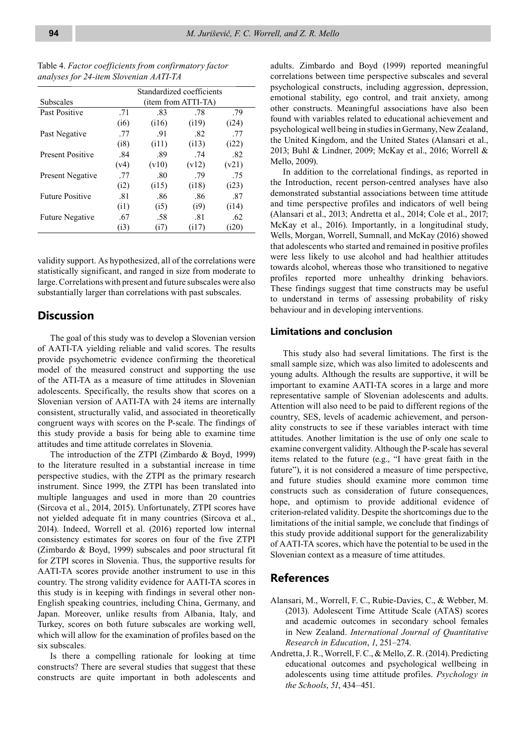Table 4. *Factor coefficients from confirmatory factor analyses for 24-item Slovenian AATI-TA*

| Subscales | Standardized coefficients (item from ATTI-TA) | | | |
|---|---|---|---|---|
| Past Positive | .71 | .83 | .78 | .79 |
| | (i6) | (i16) | (i19) | (i24) |
| Past Negative | .77 | .91 | .82 | .77 |
| | (i8) | (i11) | (i13) | (i22) |
| Present Positive | .84 | .89 | .74 | .82 |
| | (v4) | (v10) | (v12) | (v21) |
| Present Negative | .77 | .80 | .79 | .75 |
| | (i2) | (i15) | (i18) | (i23) |
| Future Positive | .81 | .86 | .86 | .87 |
| | (i1) | (i5) | (i9) | (i14) |
| Future Negative | .67 | .58 | .81 | .62 |
| | (i3) | (i7) | (i17) | (i20) |

validity support. As hypothesized, all of the correlations were statistically significant, and ranged in size from moderate to large. Correlations with present and future subscales were also substantially larger than correlations with past subscales.

## Discussion

The goal of this study was to develop a Slovenian version of AATI-TA yielding reliable and valid scores. The results provide psychometric evidence confirming the theoretical model of the measured construct and supporting the use of the ATI-TA as a measure of time attitudes in Slovenian adolescents. Specifically, the results show that scores on a Slovenian version of AATI-TA with 24 items are internally consistent, structurally valid, and associated in theoretically congruent ways with scores on the P-scale. The findings of this study provide a basis for being able to examine time attitudes and time attitude correlates in Slovenia.

The introduction of the ZTPI (Zimbardo & Boyd, 1999) to the literature resulted in a substantial increase in time perspective studies, with the ZTPI as the primary research instrument. Since 1999, the ZTPI has been translated into multiple languages and used in more than 20 countries (Sircova et al., 2014, 2015). Unfortunately, ZTPI scores have not yielded adequate fit in many countries (Sircova et al., 2014). Indeed, Worrell et al. (2016) reported low internal consistency estimates for scores on four of the five ZTPI (Zimbardo & Boyd, 1999) subscales and poor structural fit for ZTPI scores in Slovenia. Thus, the supportive results for AATI-TA scores provide another instrument to use in this country. The strong validity evidence for AATI-TA scores in this study is in keeping with findings in several other non-English speaking countries, including China, Germany, and Japan. Moreover, unlike results from Albania, Italy, and Turkey, scores on both future subscales are working well, which will allow for the examination of profiles based on the six subscales.

Is there a compelling rationale for looking at time constructs? There are several studies that suggest that these constructs are quite important in both adolescents and adults. Zimbardo and Boyd (1999) reported meaningful correlations between time perspective subscales and several psychological constructs, including aggression, depression, emotional stability, ego control, and trait anxiety, among other constructs. Meaningful associations have also been found with variables related to educational achievement and psychological well being in studies in Germany, New Zealand, the United Kingdom, and the United States (Alansari et al., 2013; Buhl & Lindner, 2009; McKay et al., 2016; Worrell & Mello, 2009).

In addition to the correlational findings, as reported in the Introduction, recent person-centred analyses have also demonstrated substantial associations between time attitude and time perspective profiles and indicators of well being (Alansari et al., 2013; Andretta et al., 2014; Cole et al., 2017; McKay et al., 2016). Importantly, in a longitudinal study, Wells, Morgan, Worrell, Sumnall, and McKay (2016) showed that adolescents who started and remained in positive profiles were less likely to use alcohol and had healthier attitudes towards alcohol, whereas those who transitioned to negative profiles reported more unhealthy drinking behaviors. These findings suggest that time constructs may be useful to understand in terms of assessing probability of risky behaviour and in developing interventions.

### Limitations and conclusion

This study also had several limitations. The first is the small sample size, which was also limited to adolescents and young adults. Although the results are supportive, it will be important to examine AATI-TA scores in a large and more representative sample of Slovenian adolescents and adults. Attention will also need to be paid to different regions of the country, SES, levels of academic achievement, and personality constructs to see if these variables interact with time attitudes. Another limitation is the use of only one scale to examine convergent validity. Although the P-scale has several items related to the future (e.g., "I have great faith in the future"), it is not considered a measure of time perspective, and future studies should examine more common time constructs such as consideration of future consequences, hope, and optimism to provide additional evidence of criterion-related validity. Despite the shortcomings due to the limitations of the initial sample, we conclude that findings of this study provide additional support for the generalizability of AATI-TA scores, which have the potential to be used in the Slovenian context as a measure of time attitudes.

## References

Alansari, M., Worrell, F. C., Rubie-Davies, C., & Webber, M. (2013). Adolescent Time Attitude Scale (ATAS) scores and academic outcomes in secondary school females in New Zealand. *International Journal of Quantitative Research in Education*, *1*, 251–274.

Andretta, J. R., Worrell, F. C., & Mello, Z. R. (2014). Predicting educational outcomes and psychological wellbeing in adolescents using time attitude profiles. *Psychology in the Schools*, *51*, 434–451.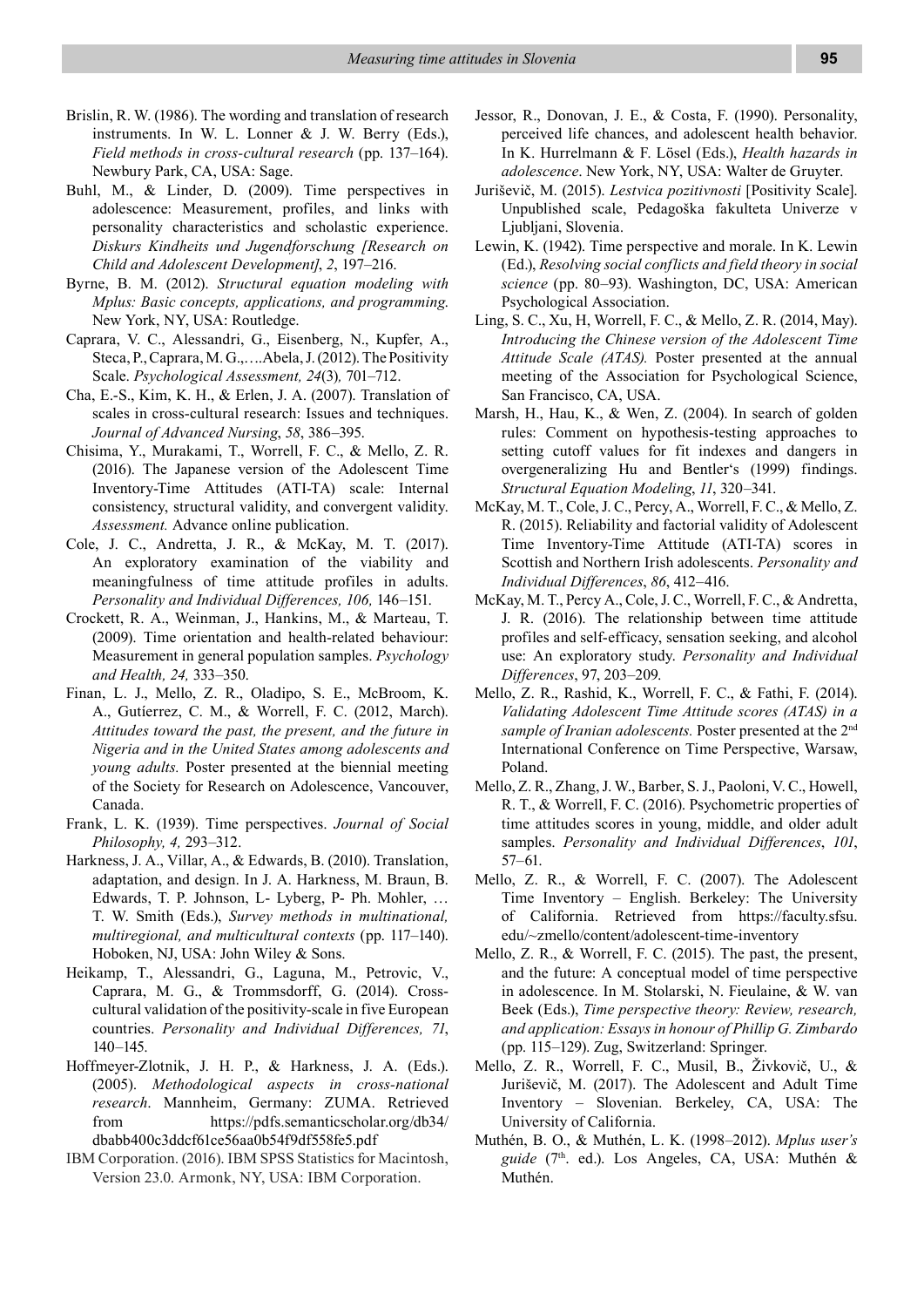Brislin, R. W. (1986). The wording and translation of research instruments. In W. L. Lonner & J. W. Berry (Eds.), *Field methods in cross-cultural research* (pp. 137–164). Newbury Park, CA, USA: Sage.

Buhl, M., & Linder, D. (2009). Time perspectives in adolescence: Measurement, profiles, and links with personality characteristics and scholastic experience. *Diskurs Kindheits und Jugendforschung [Research on Child and Adolescent Development]*, *2*, 197–216.

Byrne, B. M. (2012). *Structural equation modeling with Mplus: Basic concepts, applications, and programming.* New York, NY, USA: Routledge.

Caprara, V. C., Alessandri, G., Eisenberg, N., Kupfer, A., Steca, P., Caprara, M. G.,….Abela, J. (2012). The Positivity Scale. *Psychological Assessment, 24*(3)*,* 701–712.

Cha, E.-S., Kim, K. H., & Erlen, J. A. (2007). Translation of scales in cross-cultural research: Issues and techniques. *Journal of Advanced Nursing*, *58*, 386–395.

Chisima, Y., Murakami, T., Worrell, F. C., & Mello, Z. R. (2016). The Japanese version of the Adolescent Time Inventory-Time Attitudes (ATI-TA) scale: Internal consistency, structural validity, and convergent validity. *Assessment.* Advance online publication.

Cole, J. C., Andretta, J. R., & McKay, M. T. (2017). An exploratory examination of the viability and meaningfulness of time attitude profiles in adults. *Personality and Individual Differences, 106,* 146–151.

Crockett, R. A., Weinman, J., Hankins, M., & Marteau, T. (2009). Time orientation and health-related behaviour: Measurement in general population samples. *Psychology and Health, 24,* 333–350.

Finan, L. J., Mello, Z. R., Oladipo, S. E., McBroom, K. A., Gutíerrez, C. M., & Worrell, F. C. (2012, March). *Attitudes toward the past, the present, and the future in Nigeria and in the United States among adolescents and young adults.* Poster presented at the biennial meeting of the Society for Research on Adolescence, Vancouver, Canada.

Frank, L. K. (1939). Time perspectives. *Journal of Social Philosophy, 4,* 293–312.

Harkness, J. A., Villar, A., & Edwards, B. (2010). Translation, adaptation, and design. In J. A. Harkness, M. Braun, B. Edwards, T. P. Johnson, L- Lyberg, P- Ph. Mohler, … T. W. Smith (Eds.), *Survey methods in multinational, multiregional, and multicultural contexts* (pp. 117–140). Hoboken, NJ, USA: John Wiley & Sons.

Heikamp, T., Alessandri, G., Laguna, M., Petrovic, V., Caprara, M. G., & Trommsdorff, G. (2014). Cross-cultural validation of the positivity-scale in five European countries. *Personality and Individual Differences, 71*, 140–145.

Hoffmeyer-Zlotnik, J. H. P., & Harkness, J. A. (Eds.). (2005). *Methodological aspects in cross-national research*. Mannheim, Germany: ZUMA. Retrieved from https://pdfs.semanticscholar.org/db34/dbabb400c3ddcf61ce56aa0b54f9df558fe5.pdf

IBM Corporation. (2016). IBM SPSS Statistics for Macintosh, Version 23.0. Armonk, NY, USA: IBM Corporation.

Jessor, R., Donovan, J. E., & Costa, F. (1990). Personality, perceived life chances, and adolescent health behavior. In K. Hurrelmann & F. Lösel (Eds.), *Health hazards in adolescence*. New York, NY, USA: Walter de Gruyter.

Juriševič, M. (2015). *Lestvica pozitivnosti* [Positivity Scale]. Unpublished scale, Pedagoška fakulteta Univerze v Ljubljani, Slovenia.

Lewin, K. (1942). Time perspective and morale. In K. Lewin (Ed.), *Resolving social conflicts and field theory in social science* (pp. 80–93). Washington, DC, USA: American Psychological Association.

Ling, S. C., Xu, H, Worrell, F. C., & Mello, Z. R. (2014, May). *Introducing the Chinese version of the Adolescent Time Attitude Scale (ATAS).* Poster presented at the annual meeting of the Association for Psychological Science, San Francisco, CA, USA.

Marsh, H., Hau, K., & Wen, Z. (2004). In search of golden rules: Comment on hypothesis-testing approaches to setting cutoff values for fit indexes and dangers in overgeneralizing Hu and Bentler's (1999) findings. *Structural Equation Modeling*, *11*, 320–341.

McKay, M. T., Cole, J. C., Percy, A., Worrell, F. C., & Mello, Z. R. (2015). Reliability and factorial validity of Adolescent Time Inventory-Time Attitude (ATI-TA) scores in Scottish and Northern Irish adolescents. *Personality and Individual Differences*, *86*, 412–416.

McKay, M. T., Percy A., Cole, J. C., Worrell, F. C., & Andretta, J. R. (2016). The relationship between time attitude profiles and self-efficacy, sensation seeking, and alcohol use: An exploratory study. *Personality and Individual Differences*, 97, 203–209.

Mello, Z. R., Rashid, K., Worrell, F. C., & Fathi, F. (2014). *Validating Adolescent Time Attitude scores (ATAS) in a sample of Iranian adolescents.* Poster presented at the 2nd International Conference on Time Perspective, Warsaw, Poland.

Mello, Z. R., Zhang, J. W., Barber, S. J., Paoloni, V. C., Howell, R. T., & Worrell, F. C. (2016). Psychometric properties of time attitudes scores in young, middle, and older adult samples. *Personality and Individual Differences*, *101*, 57–61.

Mello, Z. R., & Worrell, F. C. (2007). The Adolescent Time Inventory – English. Berkeley: The University of California. Retrieved from https://faculty.sfsu.edu/~zmello/content/adolescent-time-inventory

Mello, Z. R., & Worrell, F. C. (2015). The past, the present, and the future: A conceptual model of time perspective in adolescence. In M. Stolarski, N. Fieulaine, & W. van Beek (Eds.), *Time perspective theory: Review, research, and application: Essays in honour of Phillip G. Zimbardo* (pp. 115–129). Zug, Switzerland: Springer.

Mello, Z. R., Worrell, F. C., Musil, B., Živkovič, U., & Juriševič, M. (2017). The Adolescent and Adult Time Inventory – Slovenian. Berkeley, CA, USA: The University of California.

Muthén, B. O., & Muthén, L. K. (1998–2012). *Mplus user's guide* (7th. ed.). Los Angeles, CA, USA: Muthén & Muthén.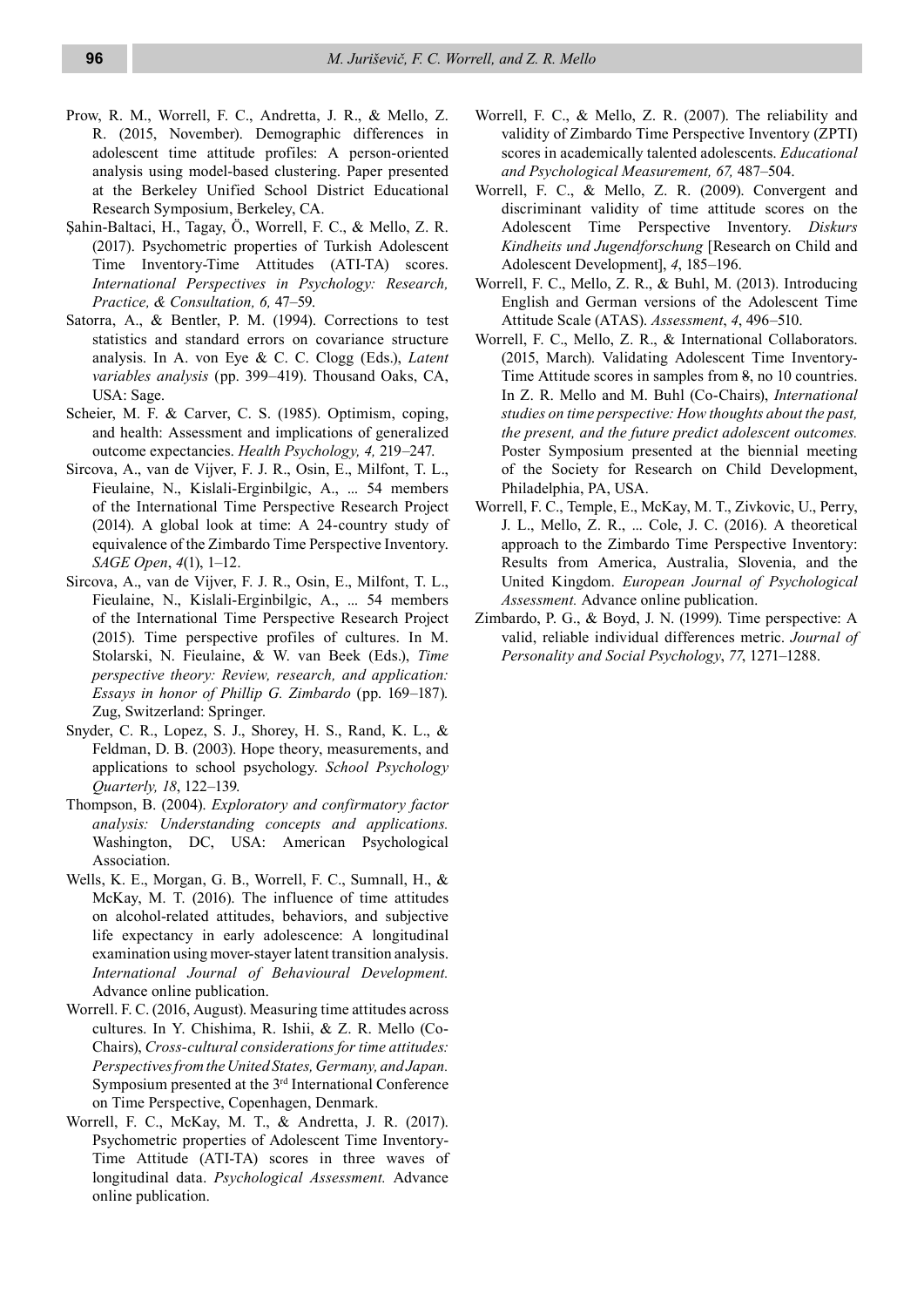Prow, R. M., Worrell, F. C., Andretta, J. R., & Mello, Z. R. (2015, November). Demographic differences in adolescent time attitude profiles: A person-oriented analysis using model-based clustering. Paper presented at the Berkeley Unified School District Educational Research Symposium, Berkeley, CA.

Şahin-Baltaci, H., Tagay, Ö., Worrell, F. C., & Mello, Z. R. (2017). Psychometric properties of Turkish Adolescent Time Inventory-Time Attitudes (ATI-TA) scores. *International Perspectives in Psychology: Research, Practice, & Consultation, 6,* 47–59.

Satorra, A., & Bentler, P. M. (1994). Corrections to test statistics and standard errors on covariance structure analysis. In A. von Eye & C. C. Clogg (Eds.), *Latent variables analysis* (pp. 399–419). Thousand Oaks, CA, USA: Sage.

Scheier, M. F. & Carver, C. S. (1985). Optimism, coping, and health: Assessment and implications of generalized outcome expectancies. *Health Psychology, 4,* 219–247.

Sircova, A., van de Vijver, F. J. R., Osin, E., Milfont, T. L., Fieulaine, N., Kislali-Erginbilgic, A., ... 54 members of the International Time Perspective Research Project (2014). A global look at time: A 24-country study of equivalence of the Zimbardo Time Perspective Inventory. *SAGE Open*, *4*(1), 1–12.

Sircova, A., van de Vijver, F. J. R., Osin, E., Milfont, T. L., Fieulaine, N., Kislali-Erginbilgic, A., ... 54 members of the International Time Perspective Research Project (2015). Time perspective profiles of cultures. In M. Stolarski, N. Fieulaine, & W. van Beek (Eds.), *Time perspective theory: Review, research, and application: Essays in honor of Phillip G. Zimbardo* (pp. 169–187). Zug, Switzerland: Springer.

Snyder, C. R., Lopez, S. J., Shorey, H. S., Rand, K. L., & Feldman, D. B. (2003). Hope theory, measurements, and applications to school psychology. *School Psychology Quarterly, 18*, 122–139.

Thompson, B. (2004). *Exploratory and confirmatory factor analysis: Understanding concepts and applications.* Washington, DC, USA: American Psychological Association.

Wells, K. E., Morgan, G. B., Worrell, F. C., Sumnall, H., & McKay, M. T. (2016). The influence of time attitudes on alcohol-related attitudes, behaviors, and subjective life expectancy in early adolescence: A longitudinal examination using mover-stayer latent transition analysis. *International Journal of Behavioural Development.* Advance online publication.

Worrell. F. C. (2016, August). Measuring time attitudes across cultures. In Y. Chishima, R. Ishii, & Z. R. Mello (Co-Chairs), *Cross-cultural considerations for time attitudes: Perspectives from the United States, Germany, and Japan.* Symposium presented at the 3rd International Conference on Time Perspective, Copenhagen, Denmark.

Worrell, F. C., McKay, M. T., & Andretta, J. R. (2017). Psychometric properties of Adolescent Time Inventory-Time Attitude (ATI-TA) scores in three waves of longitudinal data. *Psychological Assessment.* Advance online publication.

Worrell, F. C., & Mello, Z. R. (2007). The reliability and validity of Zimbardo Time Perspective Inventory (ZPTI) scores in academically talented adolescents. *Educational and Psychological Measurement, 67,* 487–504.

Worrell, F. C., & Mello, Z. R. (2009). Convergent and discriminant validity of time attitude scores on the Adolescent Time Perspective Inventory. *Diskurs Kindheits und Jugendforschung* [Research on Child and Adolescent Development], *4*, 185–196.

Worrell, F. C., Mello, Z. R., & Buhl, M. (2013). Introducing English and German versions of the Adolescent Time Attitude Scale (ATAS). *Assessment*, *4*, 496–510.

Worrell, F. C., Mello, Z. R., & International Collaborators. (2015, March). Validating Adolescent Time Inventory-Time Attitude scores in samples from ~~8~~, no 10 countries. In Z. R. Mello and M. Buhl (Co-Chairs), *International studies on time perspective: How thoughts about the past, the present, and the future predict adolescent outcomes.* Poster Symposium presented at the biennial meeting of the Society for Research on Child Development, Philadelphia, PA, USA.

Worrell, F. C., Temple, E., McKay, M. T., Zivkovic, U., Perry, J. L., Mello, Z. R., ... Cole, J. C. (2016). A theoretical approach to the Zimbardo Time Perspective Inventory: Results from America, Australia, Slovenia, and the United Kingdom. *European Journal of Psychological Assessment.* Advance online publication.

Zimbardo, P. G., & Boyd, J. N. (1999). Time perspective: A valid, reliable individual differences metric. *Journal of Personality and Social Psychology*, *77*, 1271–1288.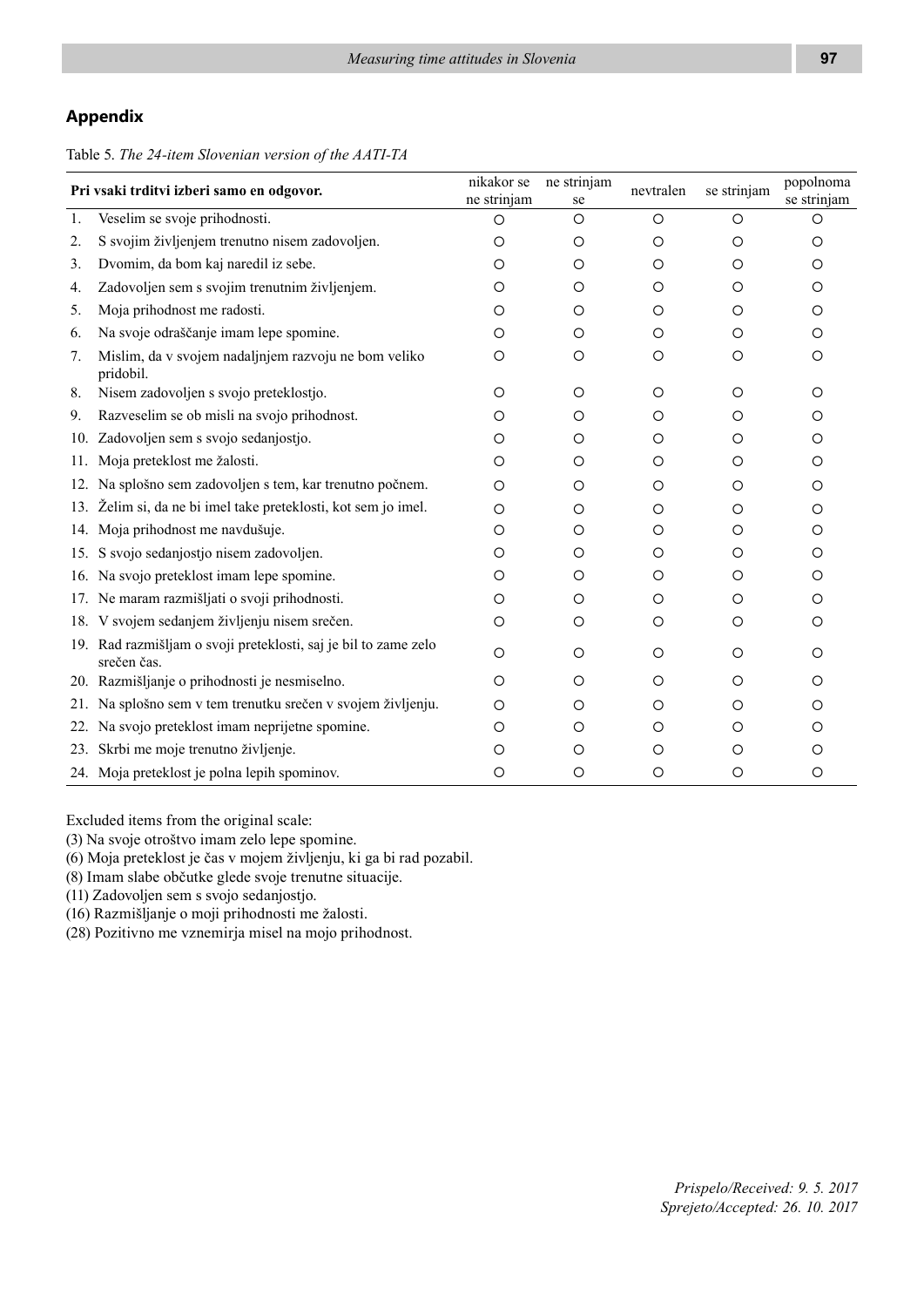## Appendix

Table 5. *The 24-item Slovenian version of the AATI-TA*

| Pri vsaki trditvi izberi samo en odgovor. | nikakor se ne strinjam | ne strinjam se | nevtralen | se strinjam | popolnoma se strinjam |
|---|---|---|---|---|---|
| 1. Veselim se svoje prihodnosti. | ○ | ○ | ○ | ○ | ○ |
| 2. S svojim življenjem trenutno nisem zadovoljen. | ○ | ○ | ○ | ○ | ○ |
| 3. Dvomim, da bom kaj naredil iz sebe. | ○ | ○ | ○ | ○ | ○ |
| 4. Zadovoljen sem s svojim trenutnim življenjem. | ○ | ○ | ○ | ○ | ○ |
| 5. Moja prihodnost me radosti. | ○ | ○ | ○ | ○ | ○ |
| 6. Na svoje odraščanje imam lepe spomine. | ○ | ○ | ○ | ○ | ○ |
| 7. Mislim, da v svojem nadaljnjem razvoju ne bom veliko pridobil. | ○ | ○ | ○ | ○ | ○ |
| 8. Nisem zadovoljen s svojo preteklostjo. | ○ | ○ | ○ | ○ | ○ |
| 9. Razveselim se ob misli na svojo prihodnost. | ○ | ○ | ○ | ○ | ○ |
| 10. Zadovoljen sem s svojo sedanjostjo. | ○ | ○ | ○ | ○ | ○ |
| 11. Moja preteklost me žalosti. | ○ | ○ | ○ | ○ | ○ |
| 12. Na splošno sem zadovoljen s tem, kar trenutno počnem. | ○ | ○ | ○ | ○ | ○ |
| 13. Želim si, da ne bi imel take preteklosti, kot sem jo imel. | ○ | ○ | ○ | ○ | ○ |
| 14. Moja prihodnost me navdušuje. | ○ | ○ | ○ | ○ | ○ |
| 15. S svojo sedanjostjo nisem zadovoljen. | ○ | ○ | ○ | ○ | ○ |
| 16. Na svojo preteklost imam lepe spomine. | ○ | ○ | ○ | ○ | ○ |
| 17. Ne maram razmišljati o svoji prihodnosti. | ○ | ○ | ○ | ○ | ○ |
| 18. V svojem sedanjem življenju nisem srečen. | ○ | ○ | ○ | ○ | ○ |
| 19. Rad razmišljam o svoji preteklosti, saj je bil to zame zelo srečen čas. | ○ | ○ | ○ | ○ | ○ |
| 20. Razmišljanje o prihodnosti je nesmiselno. | ○ | ○ | ○ | ○ | ○ |
| 21. Na splošno sem v tem trenutku srečen v svojem življenju. | ○ | ○ | ○ | ○ | ○ |
| 22. Na svojo preteklost imam neprijetne spomine. | ○ | ○ | ○ | ○ | ○ |
| 23. Skrbi me moje trenutno življenje. | ○ | ○ | ○ | ○ | ○ |
| 24. Moja preteklost je polna lepih spominov. | ○ | ○ | ○ | ○ | ○ |

Excluded items from the original scale:
(3) Na svoje otroštvo imam zelo lepe spomine.
(6) Moja preteklost je čas v mojem življenju, ki ga bi rad pozabil.
(8) Imam slabe občutke glede svoje trenutne situacije.
(11) Zadovoljen sem s svojo sedanjostjo.
(16) Razmišljanje o moji prihodnosti me žalosti.
(28) Pozitivno me vznemirja misel na mojo prihodnost.

*Prispelo/Received: 9. 5. 2017*
*Sprejeto/Accepted: 26. 10. 2017*